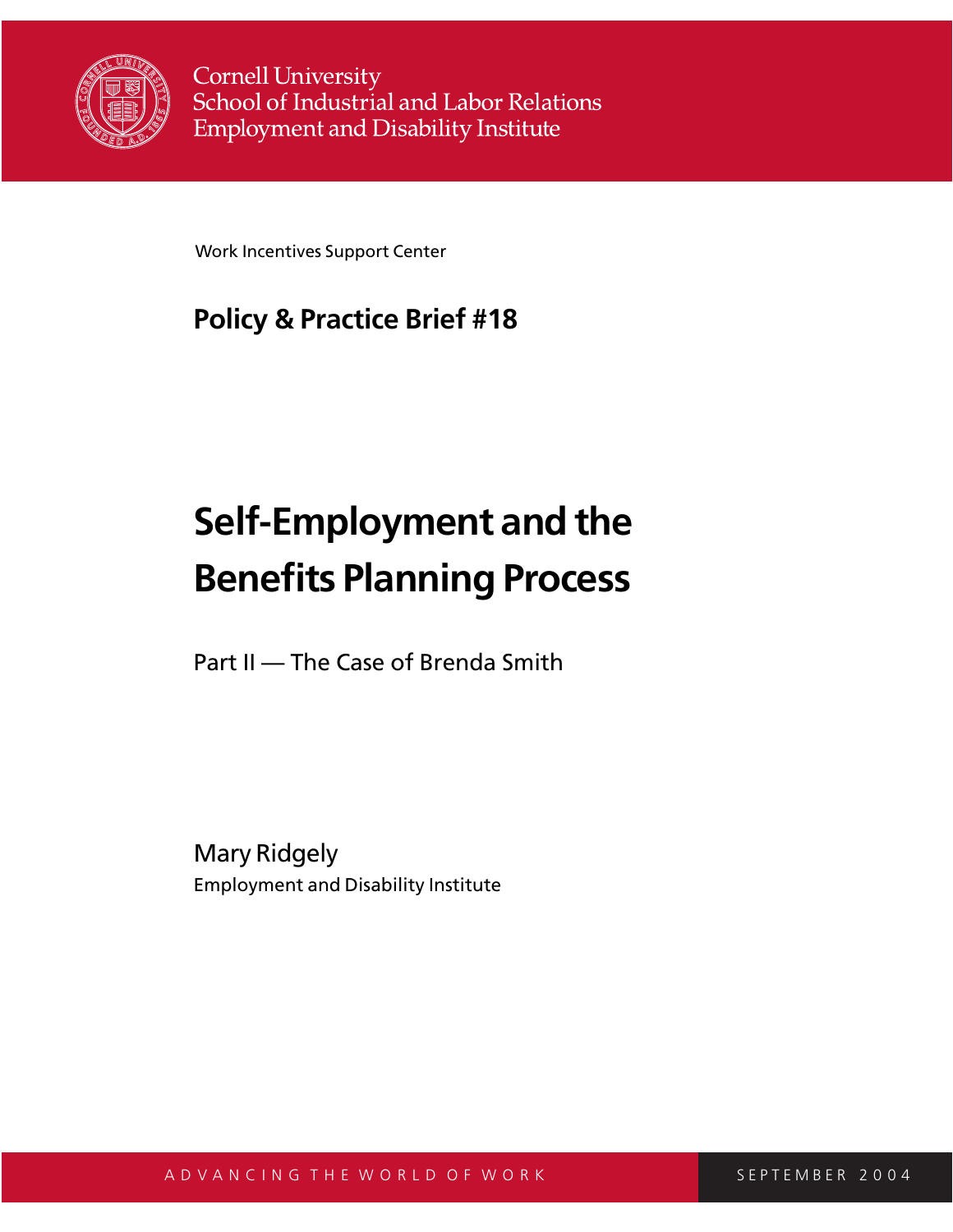Cornell University
School of Industrial and Labor Relations
Employment and Disability Institute

Work Incentives Support Center

**Policy & Practice Brief #18**

# Self-Employment and the Benefits Planning Process

Part II — The Case of Brenda Smith

Mary Ridgely
Employment and Disability Institute

ADVANCING THE WORLD OF WORK

SEPTEMBER 2004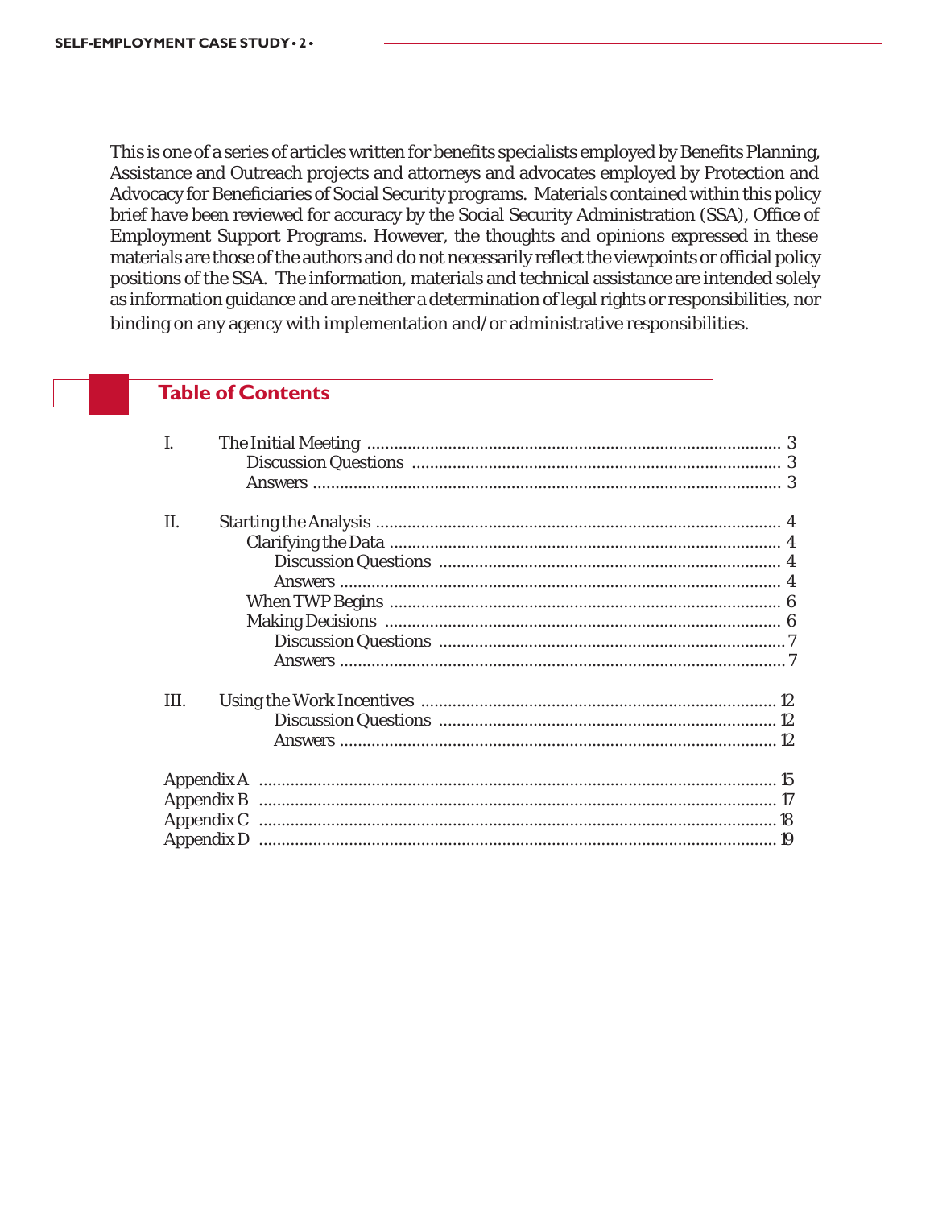This is one of a series of articles written for benefits specialists employed by Benefits Planning, Assistance and Outreach projects and attorneys and advocates employed by Protection and Advocacy for Beneficiaries of Social Security programs. Materials contained within this policy brief have been reviewed for accuracy by the Social Security Administration (SSA), Office of Employment Support Programs. However, the thoughts and opinions expressed in these materials are those of the authors and do not necessarily reflect the viewpoints or official policy positions of the SSA. The information, materials and technical assistance are intended solely as information guidance and are neither a determination of legal rights or responsibilities, nor binding on any agency with implementation and/or administrative responsibilities.

## Table of Contents

- I. The Initial Meeting ........ 3
  - Discussion Questions ........ 3
  - Answers ........ 3
- II. Starting the Analysis ........ 4
  - Clarifying the Data ........ 4
    - Discussion Questions ........ 4
    - Answers ........ 4
  - When TWP Begins ........ 6
  - Making Decisions ........ 6
    - Discussion Questions ........ 7
    - Answers ........ 7
- III. Using the Work Incentives ........ 12
  - Discussion Questions ........ 12
  - Answers ........ 12
- Appendix A ........ 15
- Appendix B ........ 17
- Appendix C ........ 18
- Appendix D ........ 19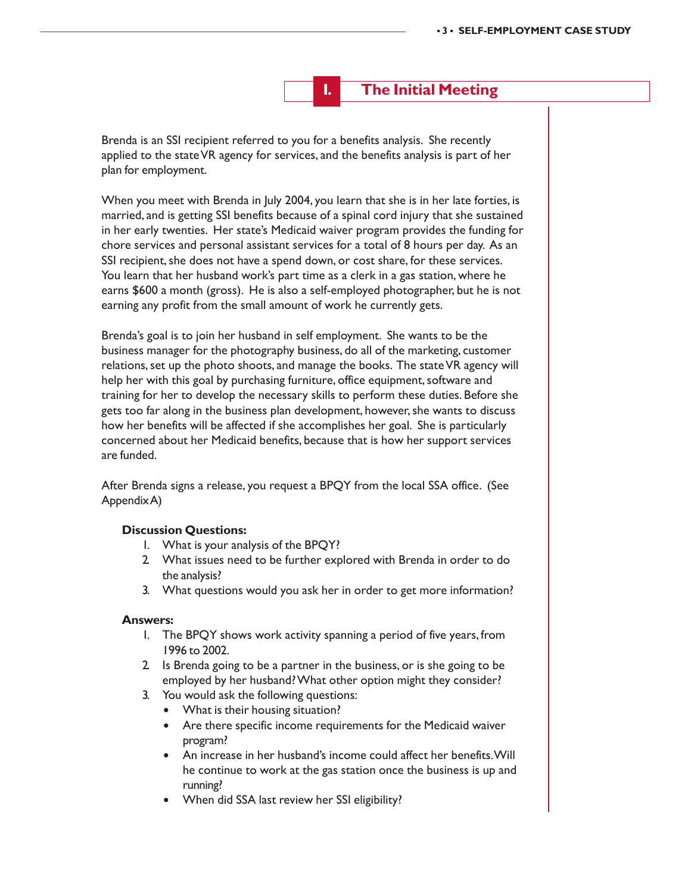## I. The Initial Meeting

Brenda is an SSI recipient referred to you for a benefits analysis. She recently applied to the state VR agency for services, and the benefits analysis is part of her plan for employment.

When you meet with Brenda in July 2004, you learn that she is in her late forties, is married, and is getting SSI benefits because of a spinal cord injury that she sustained in her early twenties. Her state's Medicaid waiver program provides the funding for chore services and personal assistant services for a total of 8 hours per day. As an SSI recipient, she does not have a spend down, or cost share, for these services. You learn that her husband work's part time as a clerk in a gas station, where he earns $600 a month (gross). He is also a self-employed photographer, but he is not earning any profit from the small amount of work he currently gets.

Brenda's goal is to join her husband in self employment. She wants to be the business manager for the photography business, do all of the marketing, customer relations, set up the photo shoots, and manage the books. The state VR agency will help her with this goal by purchasing furniture, office equipment, software and training for her to develop the necessary skills to perform these duties. Before she gets too far along in the business plan development, however, she wants to discuss how her benefits will be affected if she accomplishes her goal. She is particularly concerned about her Medicaid benefits, because that is how her support services are funded.

After Brenda signs a release, you request a BPQY from the local SSA office. (See Appendix A)

**Discussion Questions:**

1. What is your analysis of the BPQY?
2. What issues need to be further explored with Brenda in order to do the analysis?
3. What questions would you ask her in order to get more information?

**Answers:**

1. The BPQY shows work activity spanning a period of five years, from 1996 to 2002.
2. Is Brenda going to be a partner in the business, or is she going to be employed by her husband? What other option might they consider?
3. You would ask the following questions:
   - What is their housing situation?
   - Are there specific income requirements for the Medicaid waiver program?
   - An increase in her husband's income could affect her benefits. Will he continue to work at the gas station once the business is up and running?
   - When did SSA last review her SSI eligibility?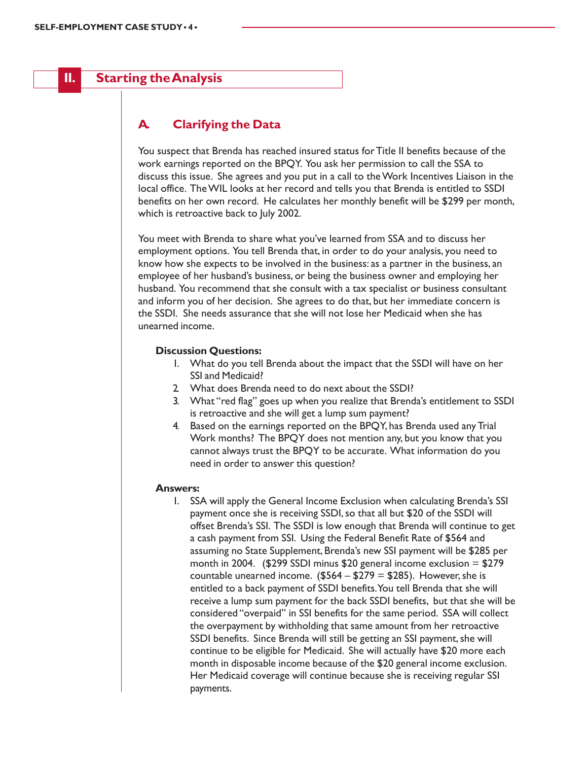## II. Starting the Analysis

### A. Clarifying the Data

You suspect that Brenda has reached insured status for Title II benefits because of the work earnings reported on the BPQY. You ask her permission to call the SSA to discuss this issue. She agrees and you put in a call to the Work Incentives Liaison in the local office. The WIL looks at her record and tells you that Brenda is entitled to SSDI benefits on her own record. He calculates her monthly benefit will be $299 per month, which is retroactive back to July 2002.

You meet with Brenda to share what you've learned from SSA and to discuss her employment options. You tell Brenda that, in order to do your analysis, you need to know how she expects to be involved in the business: as a partner in the business, an employee of her husband's business, or being the business owner and employing her husband. You recommend that she consult with a tax specialist or business consultant and inform you of her decision. She agrees to do that, but her immediate concern is the SSDI. She needs assurance that she will not lose her Medicaid when she has unearned income.

**Discussion Questions:**

1. What do you tell Brenda about the impact that the SSDI will have on her SSI and Medicaid?
2. What does Brenda need to do next about the SSDI?
3. What "red flag" goes up when you realize that Brenda's entitlement to SSDI is retroactive and she will get a lump sum payment?
4. Based on the earnings reported on the BPQY, has Brenda used any Trial Work months? The BPQY does not mention any, but you know that you cannot always trust the BPQY to be accurate. What information do you need in order to answer this question?

**Answers:**

1. SSA will apply the General Income Exclusion when calculating Brenda's SSI payment once she is receiving SSDI, so that all but $20 of the SSDI will offset Brenda's SSI. The SSDI is low enough that Brenda will continue to get a cash payment from SSI. Using the Federal Benefit Rate of $564 and assuming no State Supplement, Brenda's new SSI payment will be $285 per month in 2004. ($299 SSDI minus $20 general income exclusion = $279 countable unearned income. ($564 – $279 = $285). However, she is entitled to a back payment of SSDI benefits. You tell Brenda that she will receive a lump sum payment for the back SSDI benefits, but that she will be considered "overpaid" in SSI benefits for the same period. SSA will collect the overpayment by withholding that same amount from her retroactive SSDI benefits. Since Brenda will still be getting an SSI payment, she will continue to be eligible for Medicaid. She will actually have $20 more each month in disposable income because of the $20 general income exclusion. Her Medicaid coverage will continue because she is receiving regular SSI payments.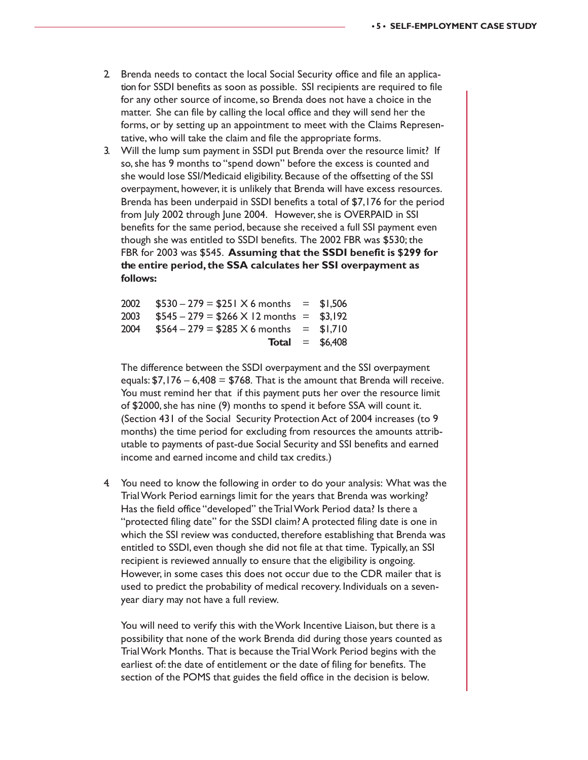2. Brenda needs to contact the local Social Security office and file an application for SSDI benefits as soon as possible. SSI recipients are required to file for any other source of income, so Brenda does not have a choice in the matter. She can file by calling the local office and they will send her the forms, or by setting up an appointment to meet with the Claims Representative, who will take the claim and file the appropriate forms.
3. Will the lump sum payment in SSDI put Brenda over the resource limit? If so, she has 9 months to "spend down" before the excess is counted and she would lose SSI/Medicaid eligibility. Because of the offsetting of the SSI overpayment, however, it is unlikely that Brenda will have excess resources. Brenda has been underpaid in SSDI benefits a total of $7,176 for the period from July 2002 through June 2004. However, she is OVERPAID in SSI benefits for the same period, because she received a full SSI payment even though she was entitled to SSDI benefits. The 2002 FBR was $530; the FBR for 2003 was $545. **Assuming that the SSDI benefit is $299 for the entire period, the SSA calculates her SSI overpayment as follows:**

| | | | |
|---|---|---|---|
| 2002 | $530 – 279 = $251 X 6 months | = | $1,506 |
| 2003 | $545 – 279 = $266 X 12 months | = | $3,192 |
| 2004 | $564 – 279 = $285 X 6 months | = | $1,710 |
| | **Total** | = | $6,408 |

   The difference between the SSDI overpayment and the SSI overpayment equals: $7,176 – 6,408 = $768. That is the amount that Brenda will receive. You must remind her that if this payment puts her over the resource limit of $2000, she has nine (9) months to spend it before SSA will count it. (Section 431 of the Social Security Protection Act of 2004 increases (to 9 months) the time period for excluding from resources the amounts attributable to payments of past-due Social Security and SSI benefits and earned income and earned income and child tax credits.)

4. You need to know the following in order to do your analysis: What was the Trial Work Period earnings limit for the years that Brenda was working? Has the field office "developed" the Trial Work Period data? Is there a "protected filing date" for the SSDI claim? A protected filing date is one in which the SSI review was conducted, therefore establishing that Brenda was entitled to SSDI, even though she did not file at that time. Typically, an SSI recipient is reviewed annually to ensure that the eligibility is ongoing. However, in some cases this does not occur due to the CDR mailer that is used to predict the probability of medical recovery. Individuals on a seven-year diary may not have a full review.

   You will need to verify this with the Work Incentive Liaison, but there is a possibility that none of the work Brenda did during those years counted as Trial Work Months. That is because the Trial Work Period begins with the earliest of: the date of entitlement or the date of filing for benefits. The section of the POMS that guides the field office in the decision is below.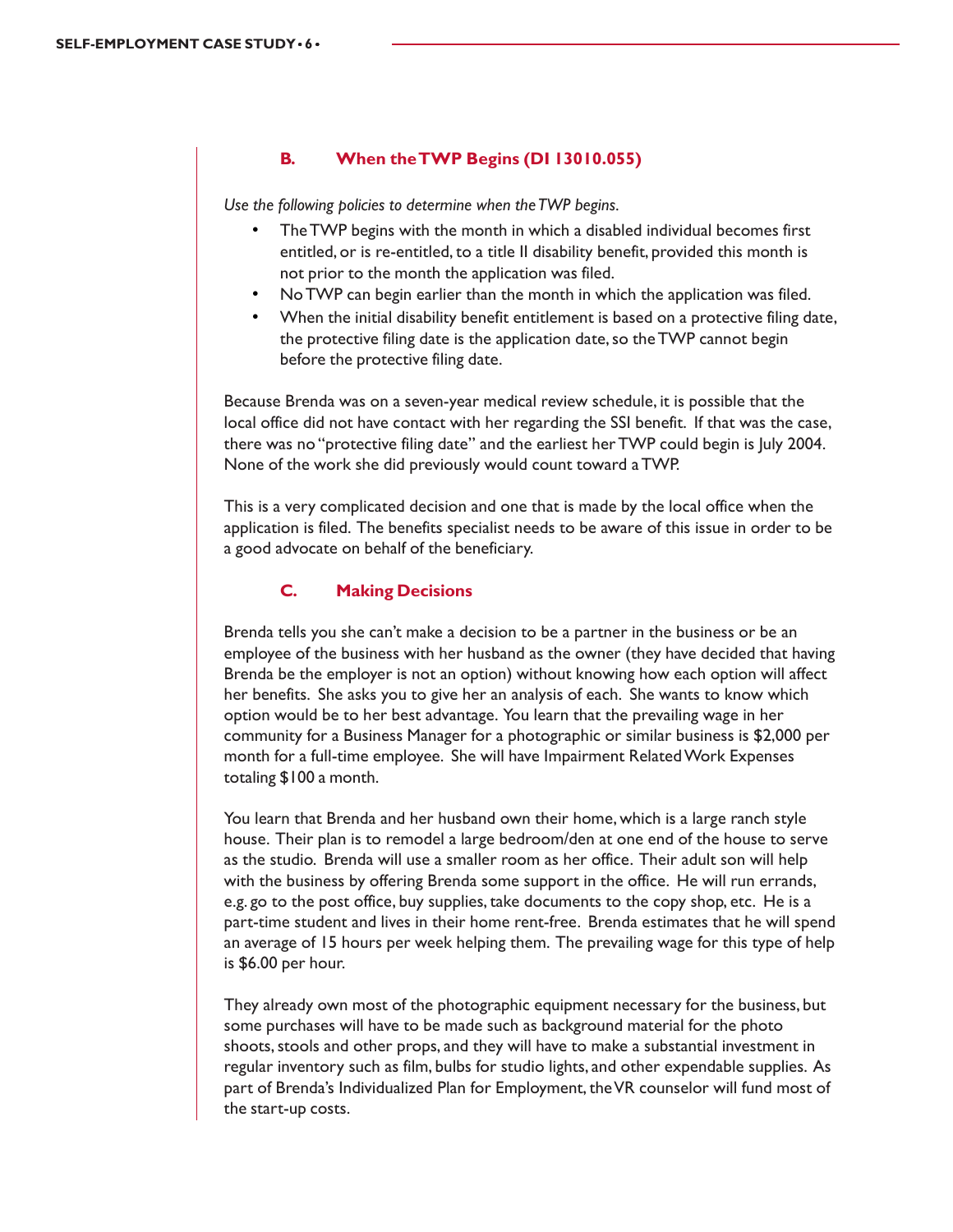### B. When the TWP Begins (DI 13010.055)

*Use the following policies to determine when the TWP begins.*

- The TWP begins with the month in which a disabled individual becomes first entitled, or is re-entitled, to a title II disability benefit, provided this month is not prior to the month the application was filed.
- No TWP can begin earlier than the month in which the application was filed.
- When the initial disability benefit entitlement is based on a protective filing date, the protective filing date is the application date, so the TWP cannot begin before the protective filing date.

Because Brenda was on a seven-year medical review schedule, it is possible that the local office did not have contact with her regarding the SSI benefit. If that was the case, there was no "protective filing date" and the earliest her TWP could begin is July 2004. None of the work she did previously would count toward a TWP.

This is a very complicated decision and one that is made by the local office when the application is filed. The benefits specialist needs to be aware of this issue in order to be a good advocate on behalf of the beneficiary.

### C. Making Decisions

Brenda tells you she can't make a decision to be a partner in the business or be an employee of the business with her husband as the owner (they have decided that having Brenda be the employer is not an option) without knowing how each option will affect her benefits. She asks you to give her an analysis of each. She wants to know which option would be to her best advantage. You learn that the prevailing wage in her community for a Business Manager for a photographic or similar business is $2,000 per month for a full-time employee. She will have Impairment Related Work Expenses totaling $100 a month.

You learn that Brenda and her husband own their home, which is a large ranch style house. Their plan is to remodel a large bedroom/den at one end of the house to serve as the studio. Brenda will use a smaller room as her office. Their adult son will help with the business by offering Brenda some support in the office. He will run errands, e.g. go to the post office, buy supplies, take documents to the copy shop, etc. He is a part-time student and lives in their home rent-free. Brenda estimates that he will spend an average of 15 hours per week helping them. The prevailing wage for this type of help is $6.00 per hour.

They already own most of the photographic equipment necessary for the business, but some purchases will have to be made such as background material for the photo shoots, stools and other props, and they will have to make a substantial investment in regular inventory such as film, bulbs for studio lights, and other expendable supplies. As part of Brenda's Individualized Plan for Employment, the VR counselor will fund most of the start-up costs.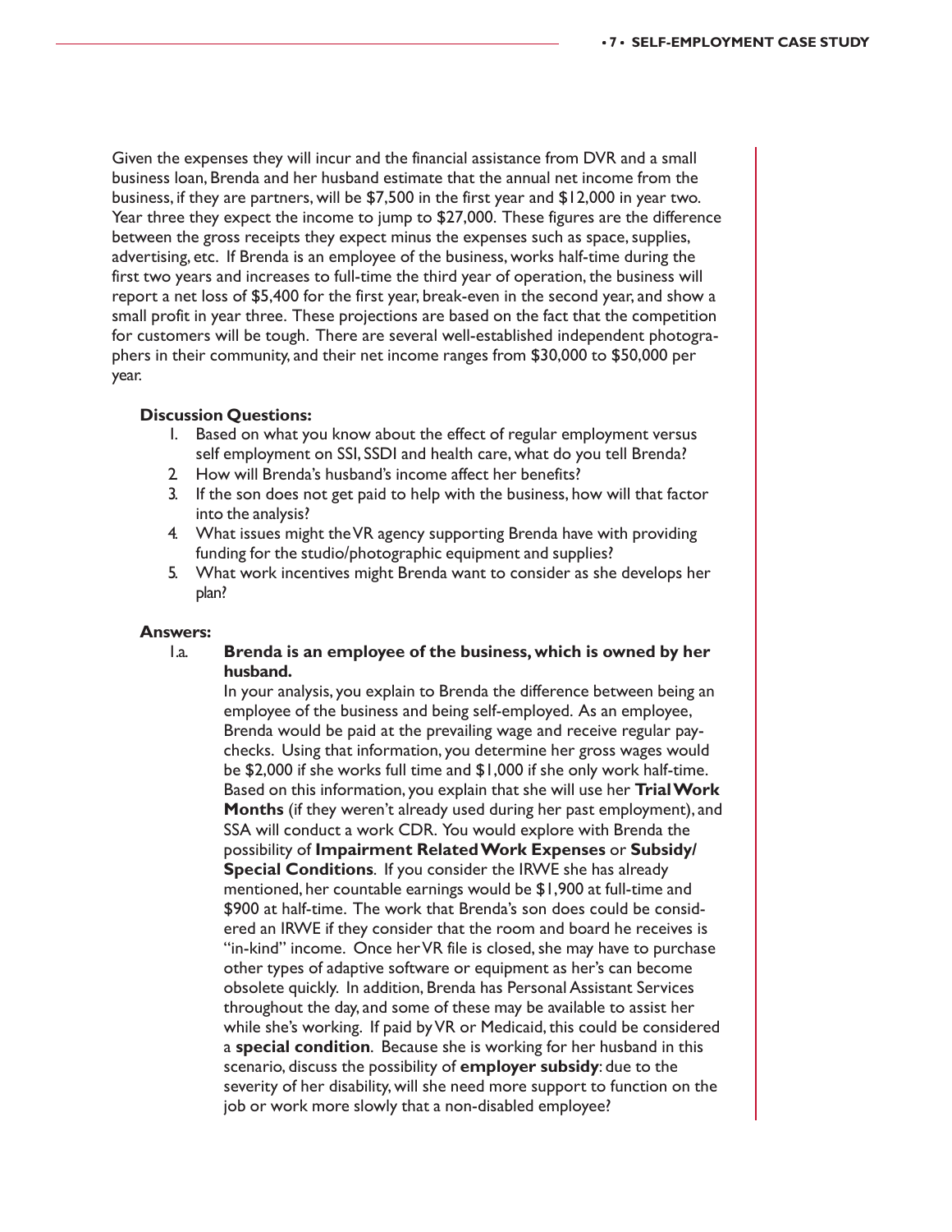Given the expenses they will incur and the financial assistance from DVR and a small business loan, Brenda and her husband estimate that the annual net income from the business, if they are partners, will be $7,500 in the first year and $12,000 in year two. Year three they expect the income to jump to $27,000. These figures are the difference between the gross receipts they expect minus the expenses such as space, supplies, advertising, etc. If Brenda is an employee of the business, works half-time during the first two years and increases to full-time the third year of operation, the business will report a net loss of $5,400 for the first year, break-even in the second year, and show a small profit in year three. These projections are based on the fact that the competition for customers will be tough. There are several well-established independent photographers in their community, and their net income ranges from $30,000 to $50,000 per year.

**Discussion Questions:**

1. Based on what you know about the effect of regular employment versus self employment on SSI, SSDI and health care, what do you tell Brenda?
2. How will Brenda's husband's income affect her benefits?
3. If the son does not get paid to help with the business, how will that factor into the analysis?
4. What issues might the VR agency supporting Brenda have with providing funding for the studio/photographic equipment and supplies?
5. What work incentives might Brenda want to consider as she develops her plan?

**Answers:**

1.a. **Brenda is an employee of the business, which is owned by her husband.**

In your analysis, you explain to Brenda the difference between being an employee of the business and being self-employed. As an employee, Brenda would be paid at the prevailing wage and receive regular paychecks. Using that information, you determine her gross wages would be $2,000 if she works full time and $1,000 if she only work half-time. Based on this information, you explain that she will use her **Trial Work Months** (if they weren't already used during her past employment), and SSA will conduct a work CDR. You would explore with Brenda the possibility of **Impairment Related Work Expenses** or **Subsidy/ Special Conditions**. If you consider the IRWE she has already mentioned, her countable earnings would be $1,900 at full-time and $900 at half-time. The work that Brenda's son does could be considered an IRWE if they consider that the room and board he receives is "in-kind" income. Once her VR file is closed, she may have to purchase other types of adaptive software or equipment as her's can become obsolete quickly. In addition, Brenda has Personal Assistant Services throughout the day, and some of these may be available to assist her while she's working. If paid by VR or Medicaid, this could be considered a **special condition**. Because she is working for her husband in this scenario, discuss the possibility of **employer subsidy**: due to the severity of her disability, will she need more support to function on the job or work more slowly that a non-disabled employee?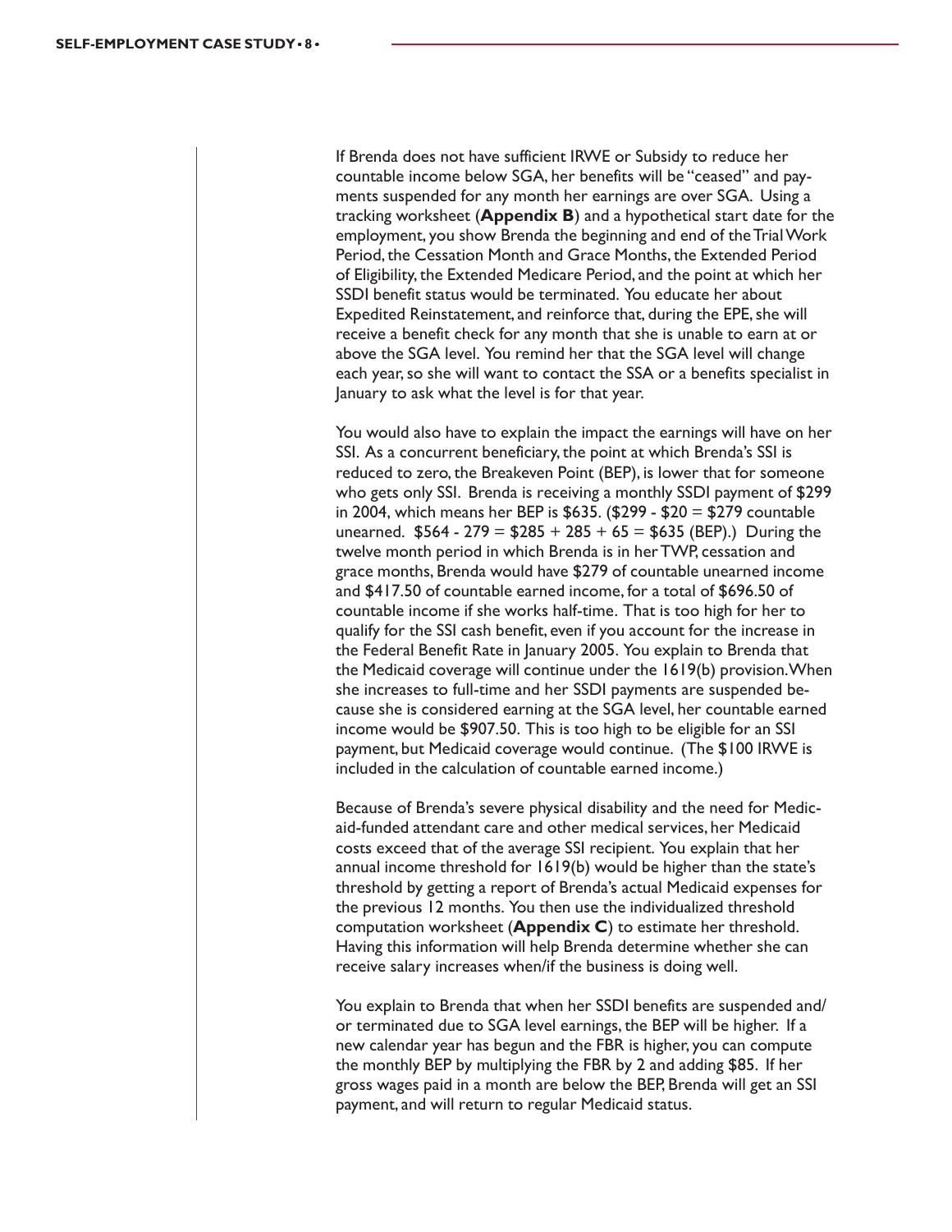If Brenda does not have sufficient IRWE or Subsidy to reduce her countable income below SGA, her benefits will be "ceased" and payments suspended for any month her earnings are over SGA. Using a tracking worksheet (**Appendix B**) and a hypothetical start date for the employment, you show Brenda the beginning and end of the Trial Work Period, the Cessation Month and Grace Months, the Extended Period of Eligibility, the Extended Medicare Period, and the point at which her SSDI benefit status would be terminated. You educate her about Expedited Reinstatement, and reinforce that, during the EPE, she will receive a benefit check for any month that she is unable to earn at or above the SGA level. You remind her that the SGA level will change each year, so she will want to contact the SSA or a benefits specialist in January to ask what the level is for that year.

You would also have to explain the impact the earnings will have on her SSI. As a concurrent beneficiary, the point at which Brenda's SSI is reduced to zero, the Breakeven Point (BEP), is lower that for someone who gets only SSI. Brenda is receiving a monthly SSDI payment of $299 in 2004, which means her BEP is $635. ($299 - $20 = $279 countable unearned. $564 - 279 = $285 + 285 + 65 = $635 (BEP).) During the twelve month period in which Brenda is in her TWP, cessation and grace months, Brenda would have $279 of countable unearned income and $417.50 of countable earned income, for a total of $696.50 of countable income if she works half-time. That is too high for her to qualify for the SSI cash benefit, even if you account for the increase in the Federal Benefit Rate in January 2005. You explain to Brenda that the Medicaid coverage will continue under the 1619(b) provision. When she increases to full-time and her SSDI payments are suspended because she is considered earning at the SGA level, her countable earned income would be $907.50. This is too high to be eligible for an SSI payment, but Medicaid coverage would continue. (The $100 IRWE is included in the calculation of countable earned income.)

Because of Brenda's severe physical disability and the need for Medicaid-funded attendant care and other medical services, her Medicaid costs exceed that of the average SSI recipient. You explain that her annual income threshold for 1619(b) would be higher than the state's threshold by getting a report of Brenda's actual Medicaid expenses for the previous 12 months. You then use the individualized threshold computation worksheet (**Appendix C**) to estimate her threshold. Having this information will help Brenda determine whether she can receive salary increases when/if the business is doing well.

You explain to Brenda that when her SSDI benefits are suspended and/or terminated due to SGA level earnings, the BEP will be higher. If a new calendar year has begun and the FBR is higher, you can compute the monthly BEP by multiplying the FBR by 2 and adding $85. If her gross wages paid in a month are below the BEP, Brenda will get an SSI payment, and will return to regular Medicaid status.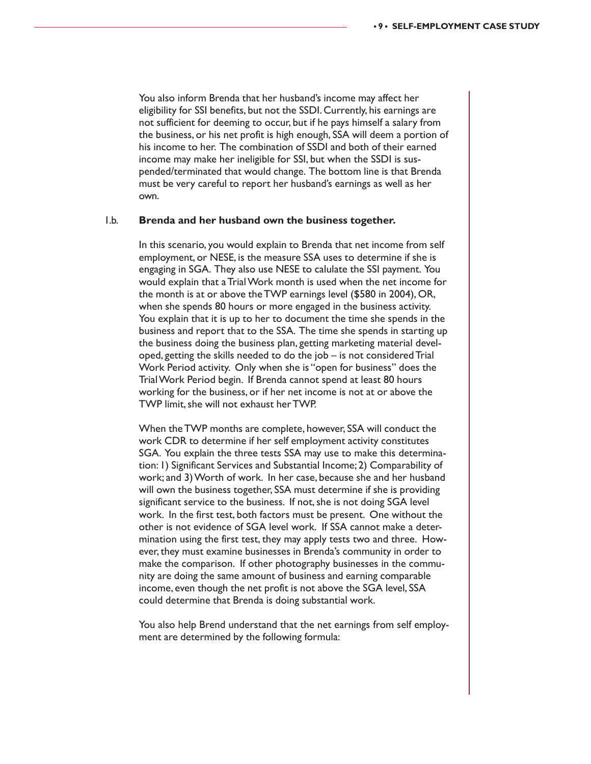You also inform Brenda that her husband's income may affect her eligibility for SSI benefits, but not the SSDI. Currently, his earnings are not sufficient for deeming to occur, but if he pays himself a salary from the business, or his net profit is high enough, SSA will deem a portion of his income to her. The combination of SSDI and both of their earned income may make her ineligible for SSI, but when the SSDI is suspended/terminated that would change. The bottom line is that Brenda must be very careful to report her husband's earnings as well as her own.

### 1.b. Brenda and her husband own the business together.

In this scenario, you would explain to Brenda that net income from self employment, or NESE, is the measure SSA uses to determine if she is engaging in SGA. They also use NESE to calulate the SSI payment. You would explain that a Trial Work month is used when the net income for the month is at or above the TWP earnings level ($580 in 2004), OR, when she spends 80 hours or more engaged in the business activity. You explain that it is up to her to document the time she spends in the business and report that to the SSA. The time she spends in starting up the business doing the business plan, getting marketing material developed, getting the skills needed to do the job – is not considered Trial Work Period activity. Only when she is "open for business" does the Trial Work Period begin. If Brenda cannot spend at least 80 hours working for the business, or if her net income is not at or above the TWP limit, she will not exhaust her TWP.

When the TWP months are complete, however, SSA will conduct the work CDR to determine if her self employment activity constitutes SGA. You explain the three tests SSA may use to make this determination: 1) Significant Services and Substantial Income; 2) Comparability of work; and 3) Worth of work. In her case, because she and her husband will own the business together, SSA must determine if she is providing significant service to the business. If not, she is not doing SGA level work. In the first test, both factors must be present. One without the other is not evidence of SGA level work. If SSA cannot make a determination using the first test, they may apply tests two and three. However, they must examine businesses in Brenda's community in order to make the comparison. If other photography businesses in the community are doing the same amount of business and earning comparable income, even though the net profit is not above the SGA level, SSA could determine that Brenda is doing substantial work.

You also help Brend understand that the net earnings from self employment are determined by the following formula: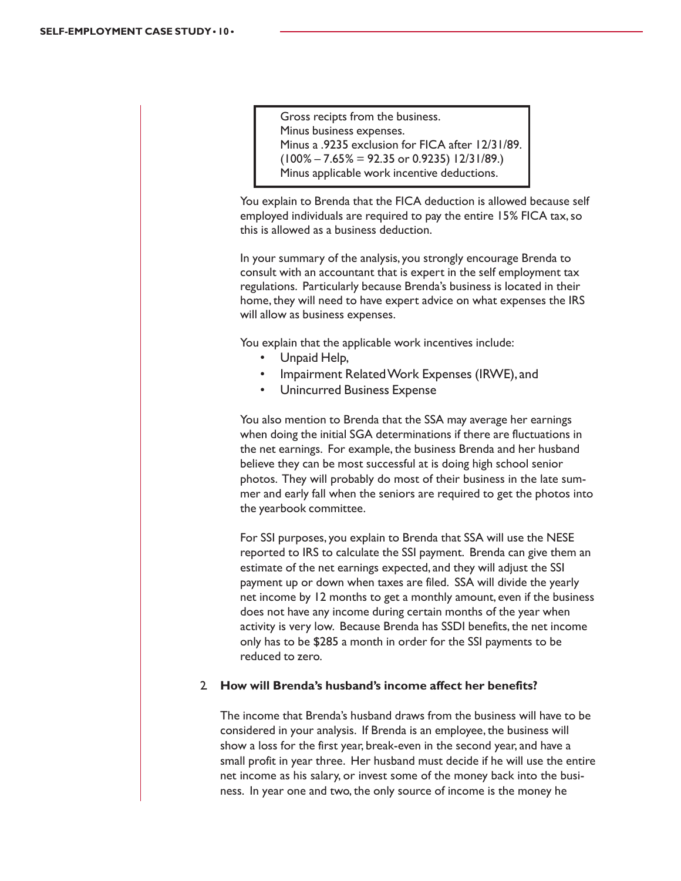> Gross recipts from the business.
> Minus business expenses.
> Minus a .9235 exclusion for FICA after 12/31/89.
> (100% – 7.65% = 92.35 or 0.9235) 12/31/89.)
> Minus applicable work incentive deductions.

You explain to Brenda that the FICA deduction is allowed because self employed individuals are required to pay the entire 15% FICA tax, so this is allowed as a business deduction.

In your summary of the analysis, you strongly encourage Brenda to consult with an accountant that is expert in the self employment tax regulations. Particularly because Brenda's business is located in their home, they will need to have expert advice on what expenses the IRS will allow as business expenses.

You explain that the applicable work incentives include:

- Unpaid Help,
- Impairment Related Work Expenses (IRWE), and
- Unincurred Business Expense

You also mention to Brenda that the SSA may average her earnings when doing the initial SGA determinations if there are fluctuations in the net earnings. For example, the business Brenda and her husband believe they can be most successful at is doing high school senior photos. They will probably do most of their business in the late summer and early fall when the seniors are required to get the photos into the yearbook committee.

For SSI purposes, you explain to Brenda that SSA will use the NESE reported to IRS to calculate the SSI payment. Brenda can give them an estimate of the net earnings expected, and they will adjust the SSI payment up or down when taxes are filed. SSA will divide the yearly net income by 12 months to get a monthly amount, even if the business does not have any income during certain months of the year when activity is very low. Because Brenda has SSDI benefits, the net income only has to be $285 a month in order for the SSI payments to be reduced to zero.

2. **How will Brenda's husband's income affect her benefits?**

The income that Brenda's husband draws from the business will have to be considered in your analysis. If Brenda is an employee, the business will show a loss for the first year, break-even in the second year, and have a small profit in year three. Her husband must decide if he will use the entire net income as his salary, or invest some of the money back into the business. In year one and two, the only source of income is the money he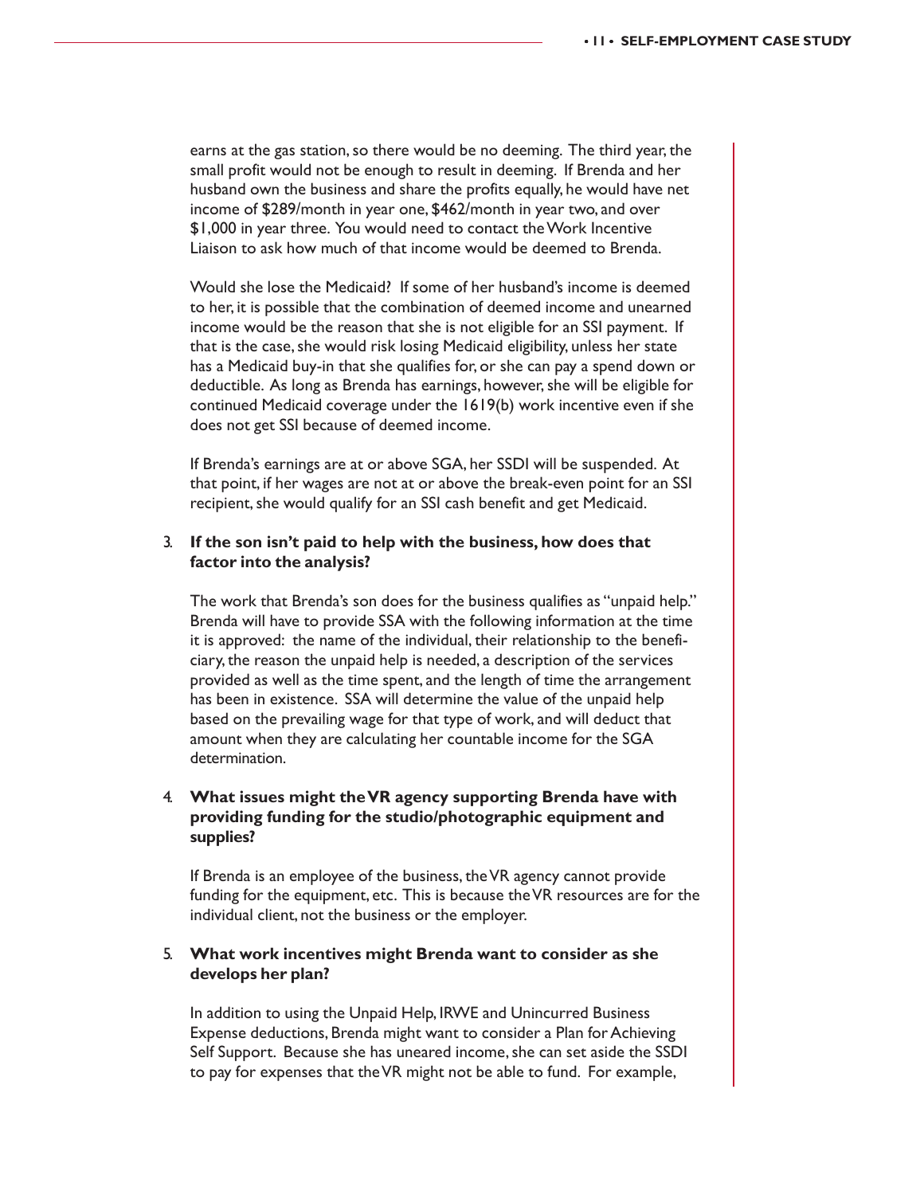earns at the gas station, so there would be no deeming. The third year, the small profit would not be enough to result in deeming. If Brenda and her husband own the business and share the profits equally, he would have net income of $289/month in year one, $462/month in year two, and over $1,000 in year three. You would need to contact the Work Incentive Liaison to ask how much of that income would be deemed to Brenda.

Would she lose the Medicaid? If some of her husband's income is deemed to her, it is possible that the combination of deemed income and unearned income would be the reason that she is not eligible for an SSI payment. If that is the case, she would risk losing Medicaid eligibility, unless her state has a Medicaid buy-in that she qualifies for, or she can pay a spend down or deductible. As long as Brenda has earnings, however, she will be eligible for continued Medicaid coverage under the 1619(b) work incentive even if she does not get SSI because of deemed income.

If Brenda's earnings are at or above SGA, her SSDI will be suspended. At that point, if her wages are not at or above the break-even point for an SSI recipient, she would qualify for an SSI cash benefit and get Medicaid.

3. **If the son isn't paid to help with the business, how does that factor into the analysis?**

   The work that Brenda's son does for the business qualifies as "unpaid help." Brenda will have to provide SSA with the following information at the time it is approved: the name of the individual, their relationship to the beneficiary, the reason the unpaid help is needed, a description of the services provided as well as the time spent, and the length of time the arrangement has been in existence. SSA will determine the value of the unpaid help based on the prevailing wage for that type of work, and will deduct that amount when they are calculating her countable income for the SGA determination.

4. **What issues might the VR agency supporting Brenda have with providing funding for the studio/photographic equipment and supplies?**

   If Brenda is an employee of the business, the VR agency cannot provide funding for the equipment, etc. This is because the VR resources are for the individual client, not the business or the employer.

5. **What work incentives might Brenda want to consider as she develops her plan?**

   In addition to using the Unpaid Help, IRWE and Unincurred Business Expense deductions, Brenda might want to consider a Plan for Achieving Self Support. Because she has ueared income, she can set aside the SSDI to pay for expenses that the VR might not be able to fund. For example,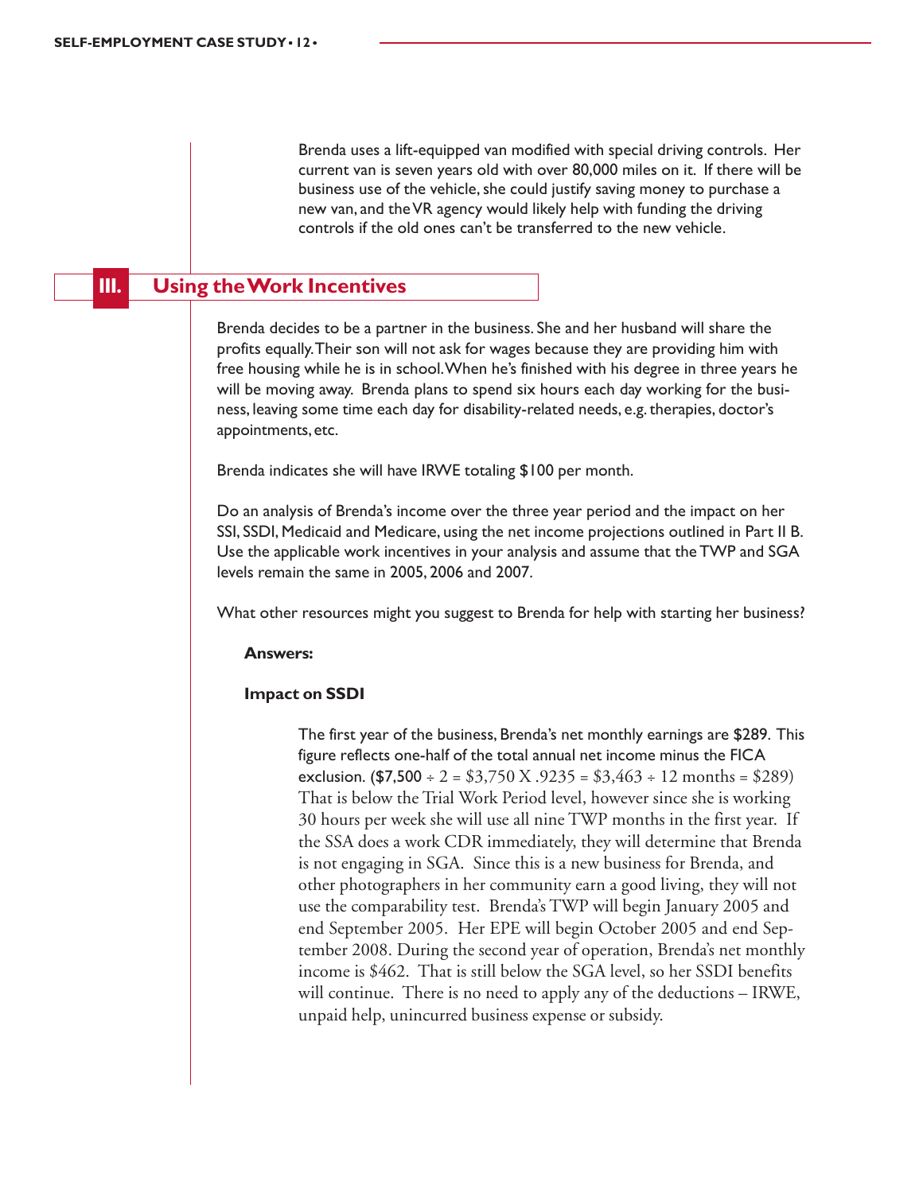Brenda uses a lift-equipped van modified with special driving controls. Her current van is seven years old with over 80,000 miles on it. If there will be business use of the vehicle, she could justify saving money to purchase a new van, and the VR agency would likely help with funding the driving controls if the old ones can't be transferred to the new vehicle.

## III. Using the Work Incentives

Brenda decides to be a partner in the business. She and her husband will share the profits equally. Their son will not ask for wages because they are providing him with free housing while he is in school. When he's finished with his degree in three years he will be moving away. Brenda plans to spend six hours each day working for the business, leaving some time each day for disability-related needs, e.g. therapies, doctor's appointments, etc.

Brenda indicates she will have IRWE totaling $100 per month.

Do an analysis of Brenda's income over the three year period and the impact on her SSI, SSDI, Medicaid and Medicare, using the net income projections outlined in Part II B. Use the applicable work incentives in your analysis and assume that the TWP and SGA levels remain the same in 2005, 2006 and 2007.

What other resources might you suggest to Brenda for help with starting her business?

**Answers:**

**Impact on SSDI**

The first year of the business, Brenda's net monthly earnings are $289. This figure reflects one-half of the total annual net income minus the FICA exclusion. ($7,500 ÷ 2 = $3,750 X .9235 = $3,463 ÷ 12 months = $289) That is below the Trial Work Period level, however since she is working 30 hours per week she will use all nine TWP months in the first year. If the SSA does a work CDR immediately, they will determine that Brenda is not engaging in SGA. Since this is a new business for Brenda, and other photographers in her community earn a good living, they will not use the comparability test. Brenda's TWP will begin January 2005 and end September 2005. Her EPE will begin October 2005 and end September 2008. During the second year of operation, Brenda's net monthly income is $462. That is still below the SGA level, so her SSDI benefits will continue. There is no need to apply any of the deductions – IRWE, unpaid help, unincurred business expense or subsidy.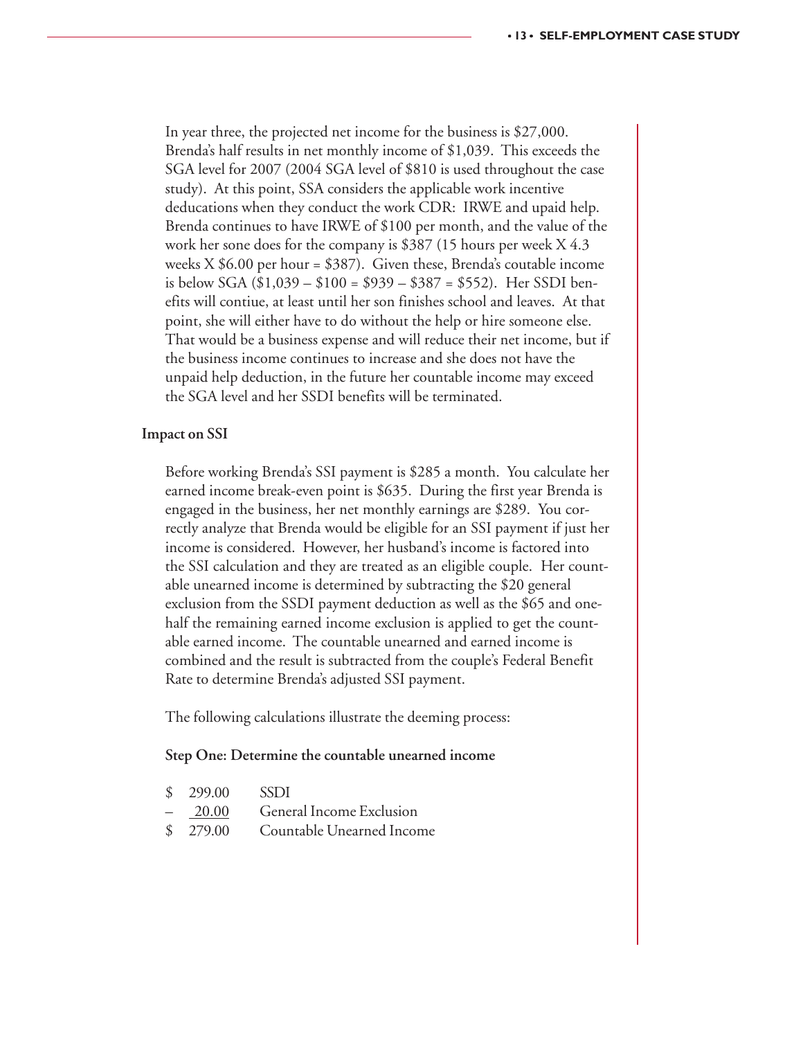In year three, the projected net income for the business is $27,000. Brenda's half results in net monthly income of $1,039. This exceeds the SGA level for 2007 (2004 SGA level of $810 is used throughout the case study). At this point, SSA considers the applicable work incentive deducations when they conduct the work CDR: IRWE and upaid help. Brenda continues to have IRWE of $100 per month, and the value of the work her sone does for the company is $387 (15 hours per week X 4.3 weeks X $6.00 per hour = $387). Given these, Brenda's coutable income is below SGA ($1,039 – $100 = $939 – $387 = $552). Her SSDI benefits will contiue, at least until her son finishes school and leaves. At that point, she will either have to do without the help or hire someone else. That would be a business expense and will reduce their net income, but if the business income continues to increase and she does not have the unpaid help deduction, in the future her countable income may exceed the SGA level and her SSDI benefits will be terminated.

**Impact on SSI**

Before working Brenda's SSI payment is $285 a month. You calculate her earned income break-even point is $635. During the first year Brenda is engaged in the business, her net monthly earnings are $289. You correctly analyze that Brenda would be eligible for an SSI payment if just her income is considered. However, her husband's income is factored into the SSI calculation and they are treated as an eligible couple. Her countable unearned income is determined by subtracting the $20 general exclusion from the SSDI payment deduction as well as the $65 and one-half the remaining earned income exclusion is applied to get the countable earned income. The countable unearned and earned income is combined and the result is subtracted from the couple's Federal Benefit Rate to determine Brenda's adjusted SSI payment.

The following calculations illustrate the deeming process:

**Step One: Determine the countable unearned income**

| | |
|---|---|
| $ 299.00 | SSDI |
| – 20.00 | General Income Exclusion |
| $ 279.00 | Countable Unearned Income |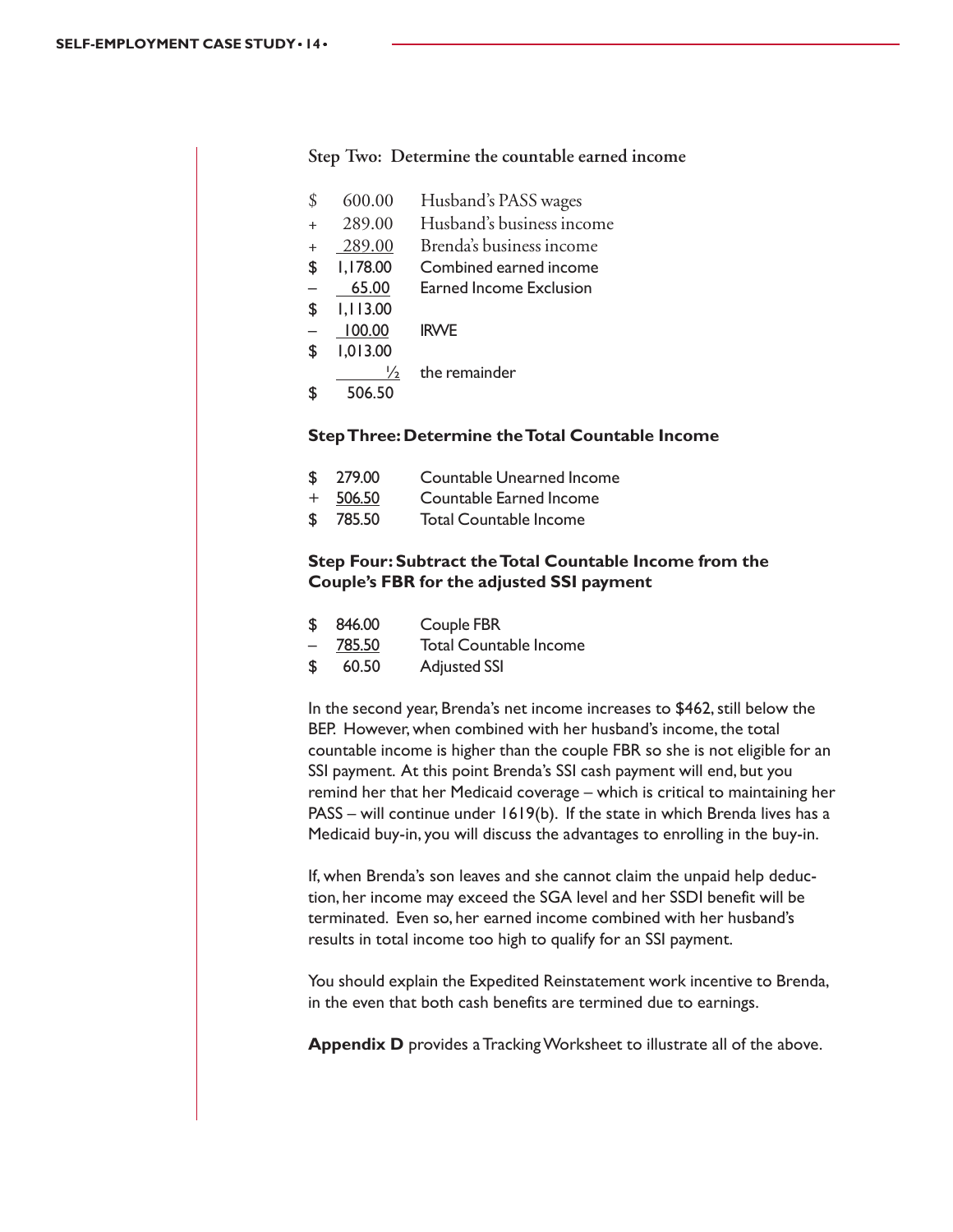### Step Two: Determine the countable earned income

| | | |
|---|---|---|
| $ | 600.00 | Husband's PASS wages |
| + | 289.00 | Husband's business income |
| + | 289.00 | Brenda's business income |
| $ | 1,178.00 | Combined earned income |
| – | 65.00 | Earned Income Exclusion |
| $ | 1,113.00 | |
| – | 100.00 | IRWE |
| $ | 1,013.00 | |
| | ½ | the remainder |
| $ | 506.50 | |

### Step Three: Determine the Total Countable Income

| | | |
|---|---|---|
| $ | 279.00 | Countable Unearned Income |
| + | 506.50 | Countable Earned Income |
| $ | 785.50 | Total Countable Income |

### Step Four: Subtract the Total Countable Income from the Couple's FBR for the adjusted SSI payment

| | | |
|---|---|---|
| $ | 846.00 | Couple FBR |
| – | 785.50 | Total Countable Income |
| $ | 60.50 | Adjusted SSI |

In the second year, Brenda's net income increases to $462, still below the BEP. However, when combined with her husband's income, the total countable income is higher than the couple FBR so she is not eligible for an SSI payment. At this point Brenda's SSI cash payment will end, but you remind her that her Medicaid coverage – which is critical to maintaining her PASS – will continue under 1619(b). If the state in which Brenda lives has a Medicaid buy-in, you will discuss the advantages to enrolling in the buy-in.

If, when Brenda's son leaves and she cannot claim the unpaid help deduction, her income may exceed the SGA level and her SSDI benefit will be terminated. Even so, her earned income combined with her husband's results in total income too high to qualify for an SSI payment.

You should explain the Expedited Reinstatement work incentive to Brenda, in the even that both cash benefits are termined due to earnings.

**Appendix D** provides a Tracking Worksheet to illustrate all of the above.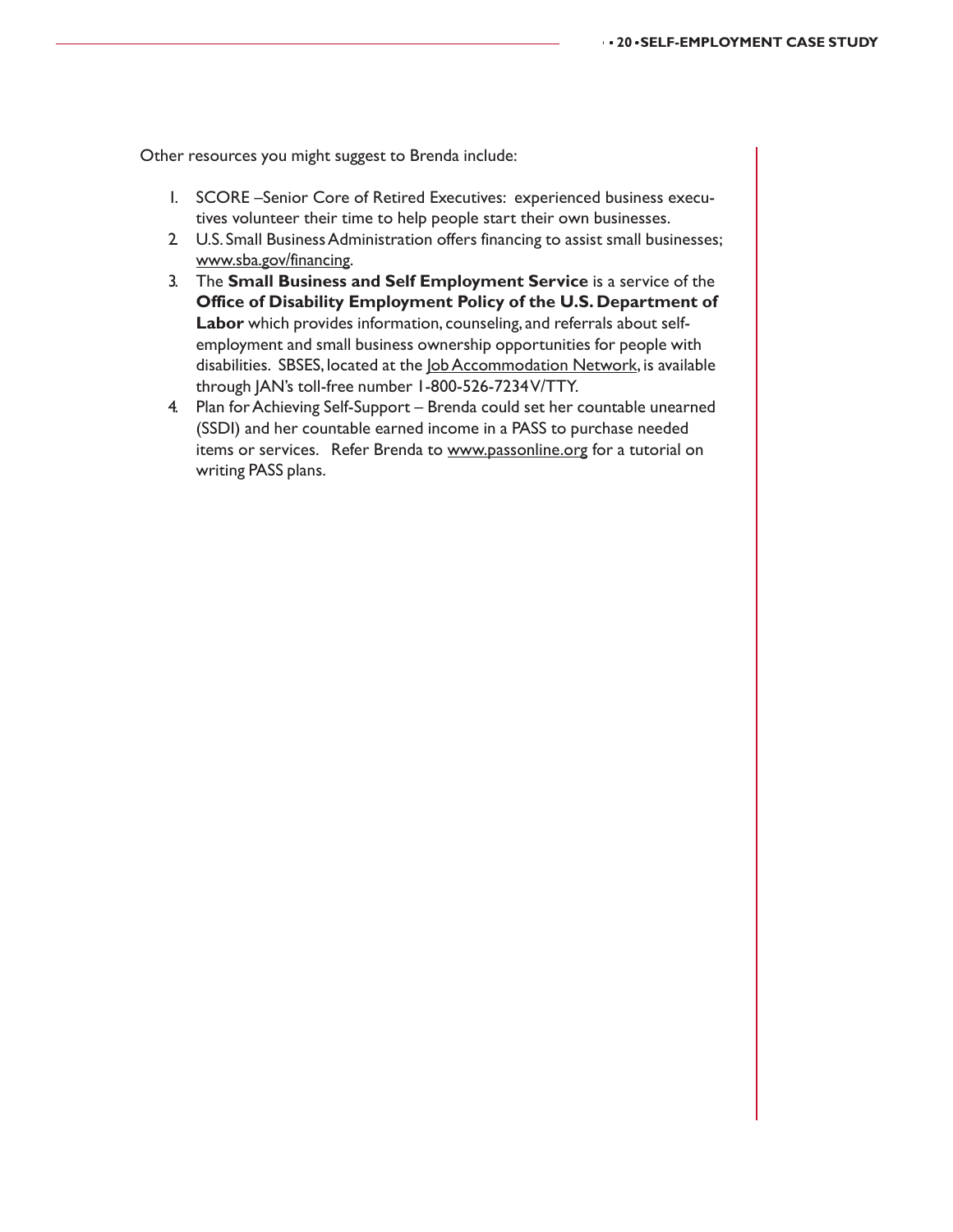Other resources you might suggest to Brenda include:

1. SCORE –Senior Core of Retired Executives: experienced business executives volunteer their time to help people start their own businesses.
2. U.S. Small Business Administration offers financing to assist small businesses; www.sba.gov/financing.
3. The **Small Business and Self Employment Service** is a service of the **Office of Disability Employment Policy of the U.S. Department of Labor** which provides information, counseling, and referrals about self-employment and small business ownership opportunities for people with disabilities. SBSES, located at the Job Accommodation Network, is available through JAN's toll-free number 1-800-526-7234V/TTY.
4. Plan for Achieving Self-Support – Brenda could set her countable unearned (SSDI) and her countable earned income in a PASS to purchase needed items or services. Refer Brenda to www.passonline.org for a tutorial on writing PASS plans.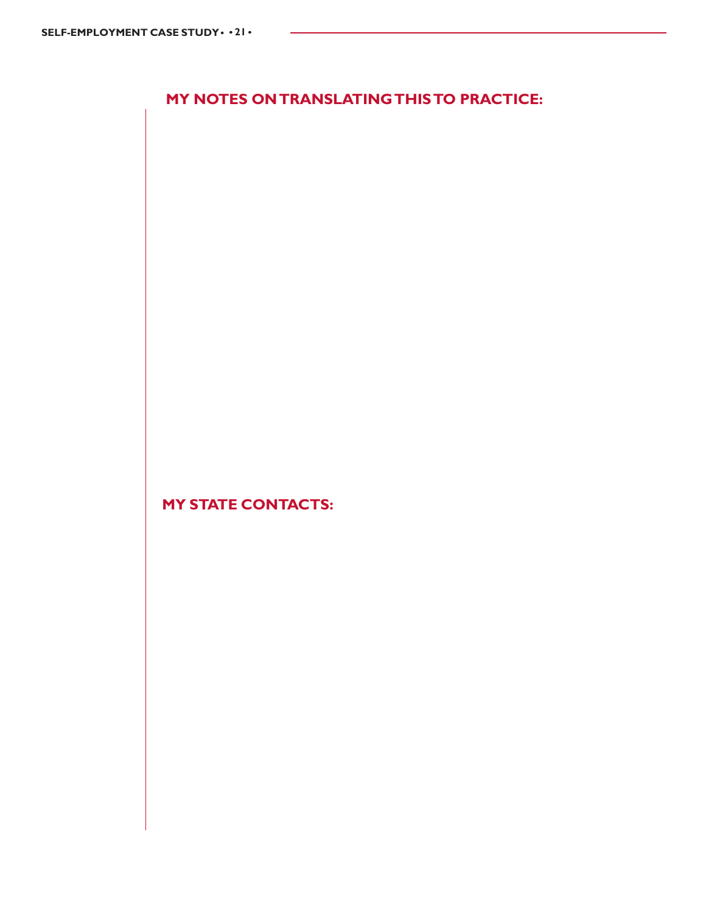## MY NOTES ON TRANSLATING THIS TO PRACTICE:

## MY STATE CONTACTS: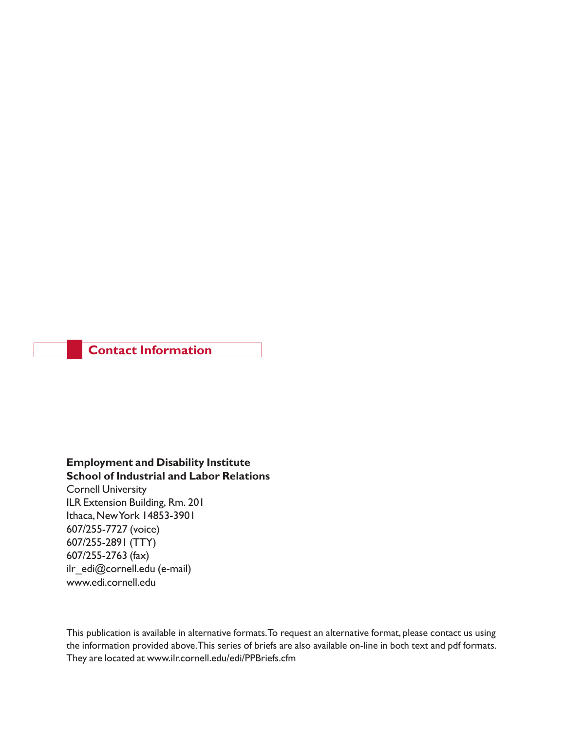## Contact Information

**Employment and Disability Institute**
**School of Industrial and Labor Relations**
Cornell University
ILR Extension Building, Rm. 201
Ithaca, New York 14853-3901
607/255-7727 (voice)
607/255-2891 (TTY)
607/255-2763 (fax)
ilr_edi@cornell.edu (e-mail)
www.edi.cornell.edu

This publication is available in alternative formats. To request an alternative format, please contact us using the information provided above. This series of briefs are also available on-line in both text and pdf formats. They are located at www.ilr.cornell.edu/edi/PPBriefs.cfm